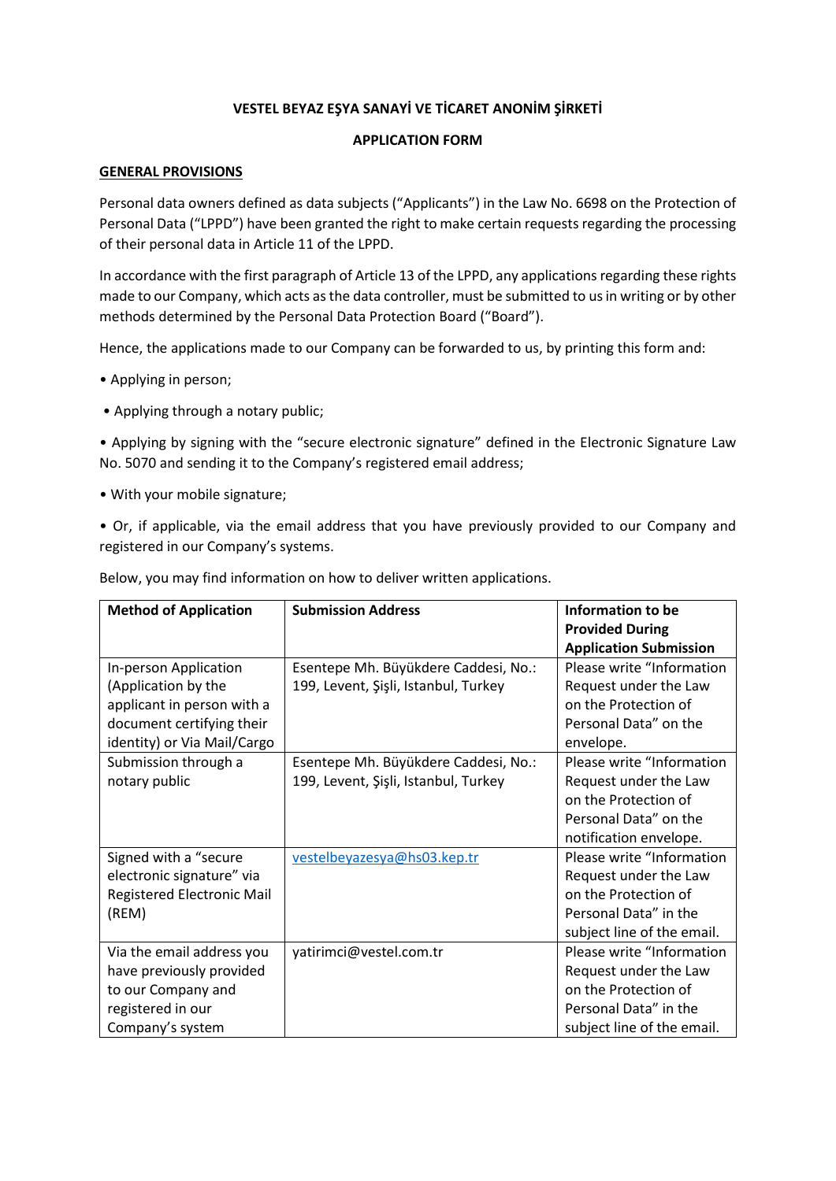# VESTEL BEYAZ EŞYA SANAYİ VE TİCARET ANONİM ŞİRKETİ

## APPLICATION FORM

### GENERAL PROVISIONS

Personal data owners defined as data subjects ("Applicants") in the Law No. 6698 on the Protection of Personal Data ("LPPD") have been granted the right to make certain requests regarding the processing of their personal data in Article 11 of the LPPD.

In accordance with the first paragraph of Article 13 of the LPPD, any applications regarding these rights made to our Company, which acts as the data controller, must be submitted to us in writing or by other methods determined by the Personal Data Protection Board ("Board").

Hence, the applications made to our Company can be forwarded to us, by printing this form and:

- Applying in person;
- Applying through a notary public;
- Applying by signing with the "secure electronic signature" defined in the Electronic Signature Law No. 5070 and sending it to the Company's registered email address;
- With your mobile signature;
- Or, if applicable, via the email address that you have previously provided to our Company and registered in our Company's systems.

Below, you may find information on how to deliver written applications.

| Method of Application | Submission Address | Information to be Provided During Application Submission |
|---|---|---|
| In-person Application (Application by the applicant in person with a document certifying their identity) or Via Mail/Cargo | Esentepe Mh. Büyükdere Caddesi, No.: 199, Levent, Şişli, Istanbul, Turkey | Please write "Information Request under the Law on the Protection of Personal Data" on the envelope. |
| Submission through a notary public | Esentepe Mh. Büyükdere Caddesi, No.: 199, Levent, Şişli, Istanbul, Turkey | Please write "Information Request under the Law on the Protection of Personal Data" on the notification envelope. |
| Signed with a "secure electronic signature" via Registered Electronic Mail (REM) | vestelbeyazesya@hs03.kep.tr | Please write "Information Request under the Law on the Protection of Personal Data" in the subject line of the email. |
| Via the email address you have previously provided to our Company and registered in our Company's system | yatirimci@vestel.com.tr | Please write "Information Request under the Law on the Protection of Personal Data" in the subject line of the email. |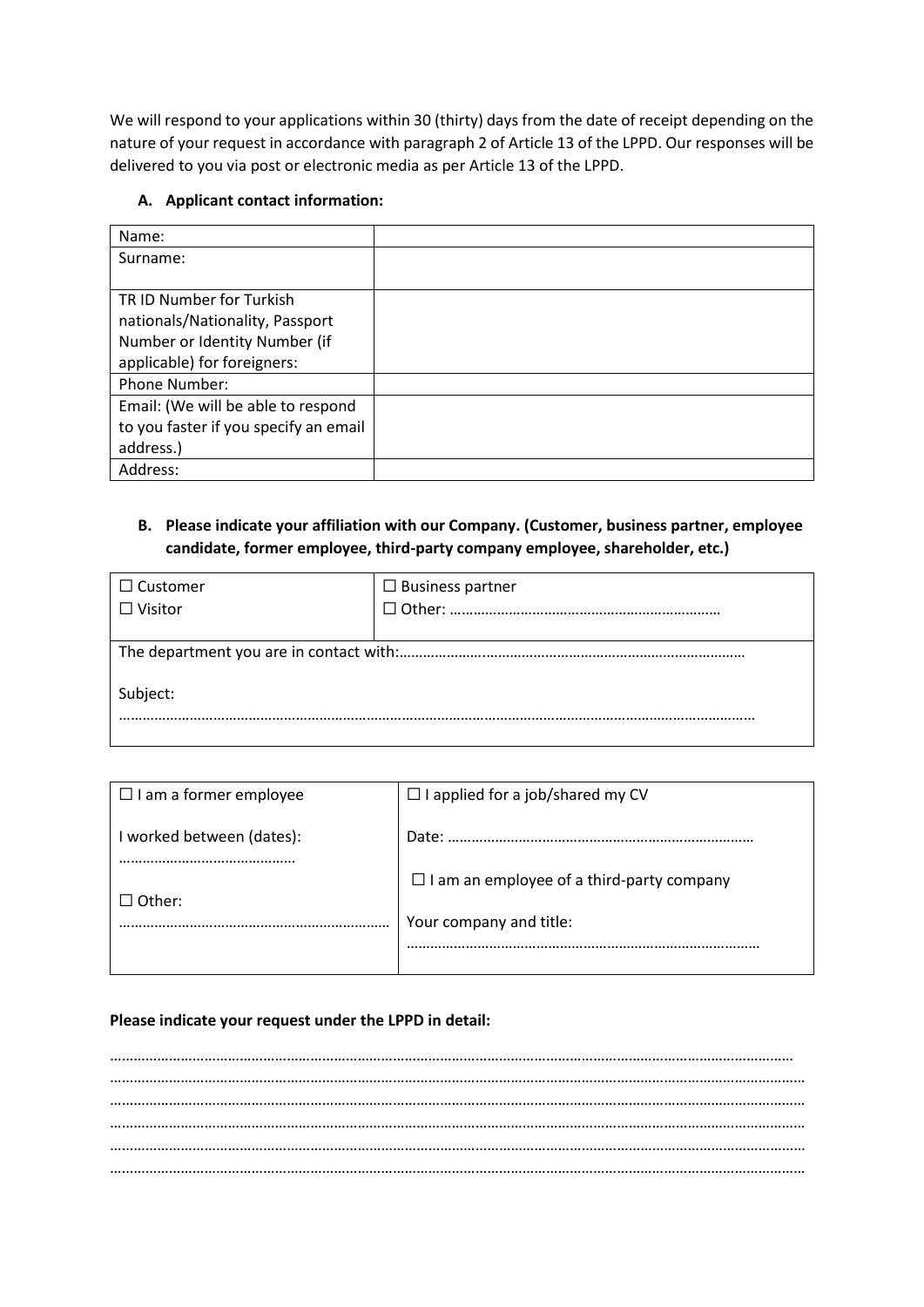We will respond to your applications within 30 (thirty) days from the date of receipt depending on the nature of your request in accordance with paragraph 2 of Article 13 of the LPPD. Our responses will be delivered to you via post or electronic media as per Article 13 of the LPPD.

**A. Applicant contact information:**

| | |
|---|---|
| Name: | |
| Surname: | |
| TR ID Number for Turkish nationals/Nationality, Passport Number or Identity Number (if applicable) for foreigners: | |
| Phone Number: | |
| Email: (We will be able to respond to you faster if you specify an email address.) | |
| Address: | |

**B. Please indicate your affiliation with our Company. (Customer, business partner, employee candidate, former employee, third-party company employee, shareholder, etc.)**

| | |
|---|---|
| ☐ Customer<br>☐ Visitor | ☐ Business partner<br>☐ Other: ………………………………………………………… |
| The department you are in contact with:…………………..………………………………………………………………<br><br>Subject:<br>……………………………………………………………………………………………………………………………………………… | |

| | |
|---|---|
| ☐ I am a former employee<br><br>I worked between (dates):<br>………………………………………<br><br>☐ Other:<br>………………………………………………………… | ☐ I applied for a job/shared my CV<br><br>Date: ……………………………………………………………………<br><br>☐ I am an employee of a third-party company<br><br>Your company and title:<br>……………………………………………………………………………… |

**Please indicate your request under the LPPD in detail:**

………………………………………………………………………………………………………………………………………………………………
………………………………………………………………………………………………………………………………………………………………
………………………………………………………………………………………………………………………………………………………………
………………………………………………………………………………………………………………………………………………………………
………………………………………………………………………………………………………………………………………………………………
………………………………………………………………………………………………………………………………………………………………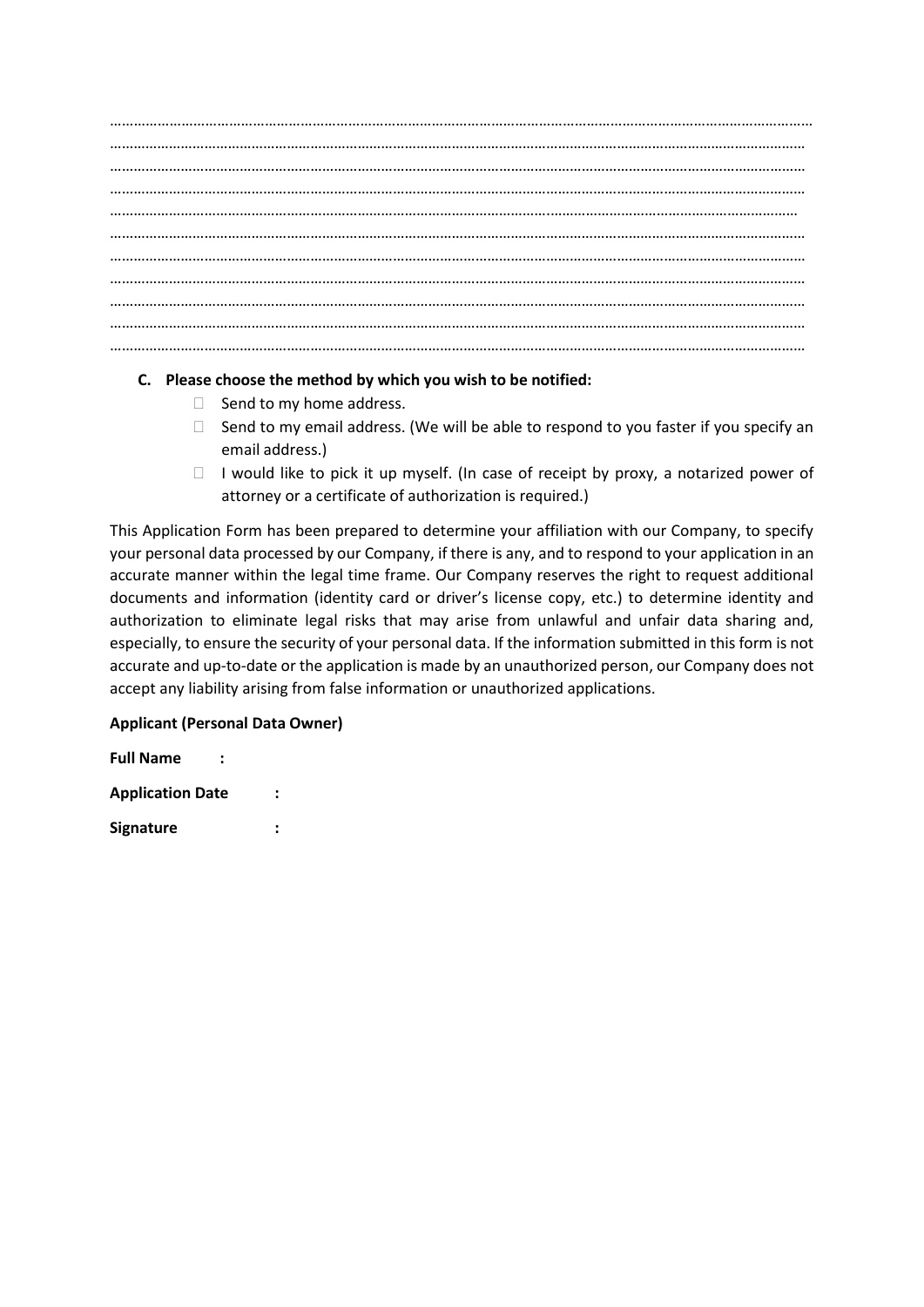……………………………………………………………………………………………………………………………………………………………
……………………………………………………………………………………………………………………………………………………………
……………………………………………………………………………………………………………………………………………………………
……………………………………………………………………………………………………………………………………………………………
…………………………………………………………………………………………………………………………………………………………
……………………………………………………………………………………………………………………………………………………………
……………………………………………………………………………………………………………………………………………………………
……………………………………………………………………………………………………………………………………………………………
……………………………………………………………………………………………………………………………………………………………
……………………………………………………………………………………………………………………………………………………………
……………………………………………………………………………………………………………………………………………………………

**C. Please choose the method by which you wish to be notified:**

- ☐ Send to my home address.
- ☐ Send to my email address. (We will be able to respond to you faster if you specify an email address.)
- ☐ I would like to pick it up myself. (In case of receipt by proxy, a notarized power of attorney or a certificate of authorization is required.)

This Application Form has been prepared to determine your affiliation with our Company, to specify your personal data processed by our Company, if there is any, and to respond to your application in an accurate manner within the legal time frame. Our Company reserves the right to request additional documents and information (identity card or driver's license copy, etc.) to determine identity and authorization to eliminate legal risks that may arise from unlawful and unfair data sharing and, especially, to ensure the security of your personal data. If the information submitted in this form is not accurate and up-to-date or the application is made by an unauthorized person, our Company does not accept any liability arising from false information or unauthorized applications.

**Applicant (Personal Data Owner)**

**Full Name :**

**Application Date :**

**Signature :**